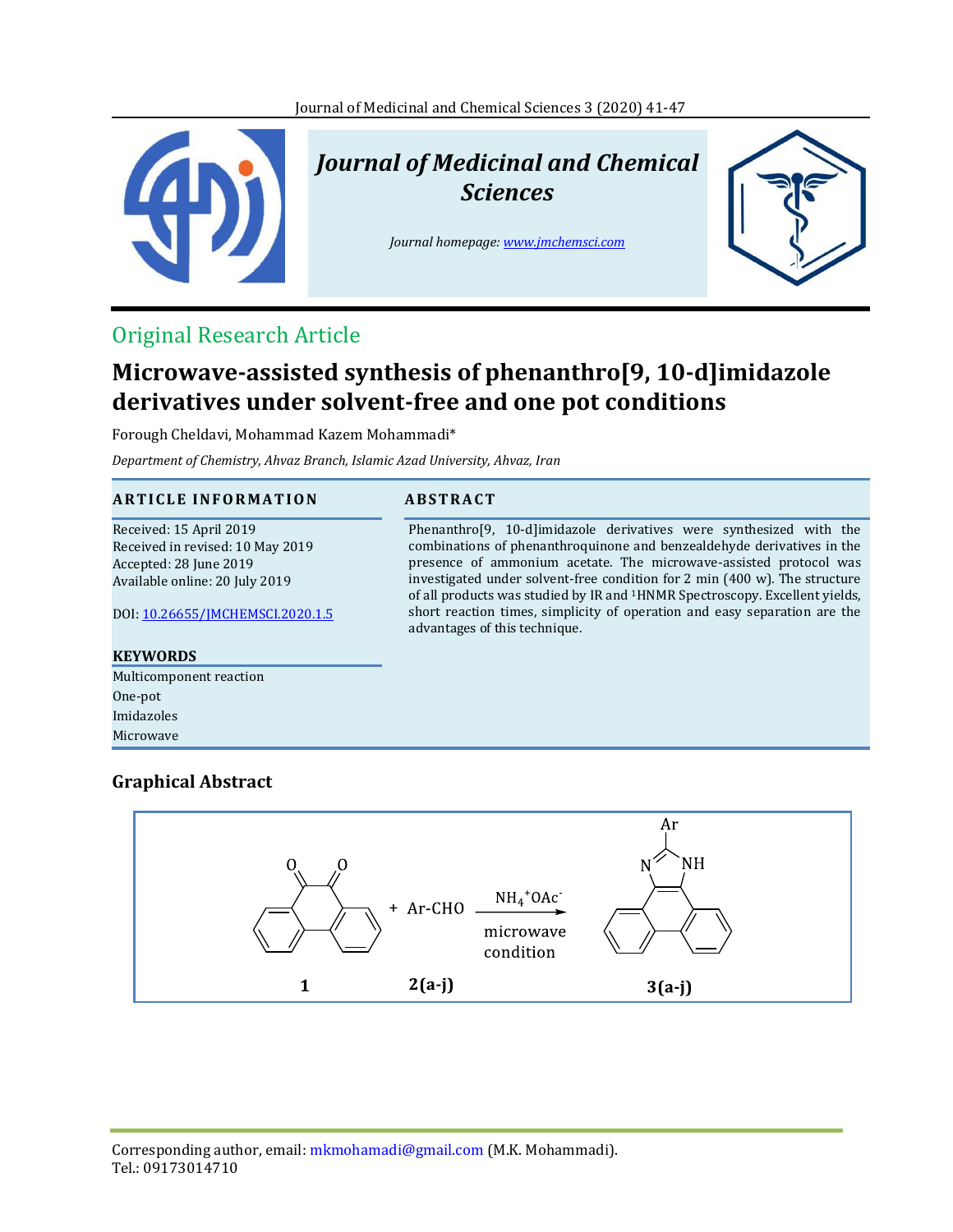Original Research Article

# Microwave-assisted synthesis of phenanthro[9, 10-d]imidazole derivatives under solvent-free and one pot conditions

Forough Cheldavi, Mohammad Kazem Mohammadi*

*Department of Chemistry, Ahvaz Branch, Islamic Azad University, Ahvaz, Iran*

## ARTICLE INFORMATION

Received: 15 April 2019
Received in revised: 10 May 2019
Accepted: 28 June 2019
Available online: 20 July 2019

DOI: 10.26655/JMCHEMSCI.2020.1.5

### KEYWORDS

Multicomponent reaction
One-pot
Imidazoles
Microwave

## ABSTRACT

Phenanthro[9, 10-d]imidazole derivatives were synthesized with the combinations of phenanthroquinone and benzealdehyde derivatives in the presence of ammonium acetate. The microwave-assisted protocol was investigated under solvent-free condition for 2 min (400 w). The structure of all products was studied by IR and $^{1}$HNMR Spectroscopy. Excellent yields, short reaction times, simplicity of operation and easy separation are the advantages of this technique.

## Graphical Abstract

1 + Ar-CHO 2(a-j) → ($NH_4^+OAc^-$, microwave condition) → 3(a-j)

Corresponding author, email: mkmohamadi@gmail.com (M.K. Mohammadi).
Tel.: 09173014710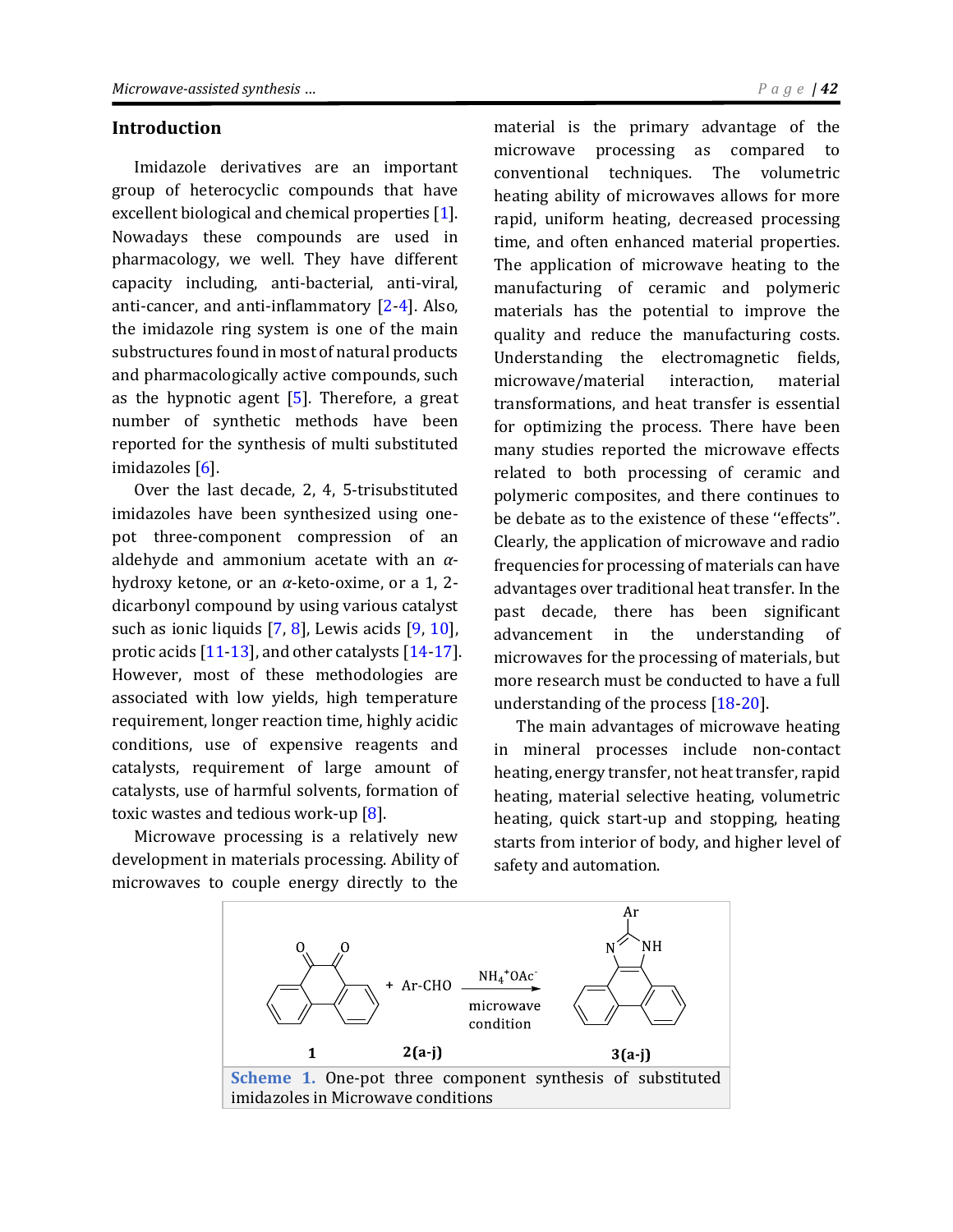## Introduction

Imidazole derivatives are an important group of heterocyclic compounds that have excellent biological and chemical properties [1]. Nowadays these compounds are used in pharmacology, we well. They have different capacity including, anti-bacterial, anti-viral, anti-cancer, and anti-inflammatory [2-4]. Also, the imidazole ring system is one of the main substructures found in most of natural products and pharmacologically active compounds, such as the hypnotic agent [5]. Therefore, a great number of synthetic methods have been reported for the synthesis of multi substituted imidazoles [6].

Over the last decade, 2, 4, 5-trisubstituted imidazoles have been synthesized using one-pot three-component compression of an aldehyde and ammonium acetate with an $\alpha$-hydroxy ketone, or an $\alpha$-keto-oxime, or a 1, 2-dicarbonyl compound by using various catalyst such as ionic liquids [7, 8], Lewis acids [9, 10], protic acids [11-13], and other catalysts [14-17]. However, most of these methodologies are associated with low yields, high temperature requirement, longer reaction time, highly acidic conditions, use of expensive reagents and catalysts, requirement of large amount of catalysts, use of harmful solvents, formation of toxic wastes and tedious work-up [8].

Microwave processing is a relatively new development in materials processing. Ability of microwaves to couple energy directly to the material is the primary advantage of the microwave processing as compared to conventional techniques. The volumetric heating ability of microwaves allows for more rapid, uniform heating, decreased processing time, and often enhanced material properties. The application of microwave heating to the manufacturing of ceramic and polymeric materials has the potential to improve the quality and reduce the manufacturing costs. Understanding the electromagnetic fields, microwave/material interaction, material transformations, and heat transfer is essential for optimizing the process. There have been many studies reported the microwave effects related to both processing of ceramic and polymeric composites, and there continues to be debate as to the existence of these "effects". Clearly, the application of microwave and radio frequencies for processing of materials can have advantages over traditional heat transfer. In the past decade, there has been significant advancement in the understanding of microwaves for the processing of materials, but more research must be conducted to have a full understanding of the process [18-20].

The main advantages of microwave heating in mineral processes include non-contact heating, energy transfer, not heat transfer, rapid heating, material selective heating, volumetric heating, quick start-up and stopping, heating starts from interior of body, and higher level of safety and automation.

1 + Ar-CHO 2(a-j) → ($NH_4^+OAc^-$, microwave condition) → 3(a-j)

**Scheme 1.** One-pot three component synthesis of substituted imidazoles in Microwave conditions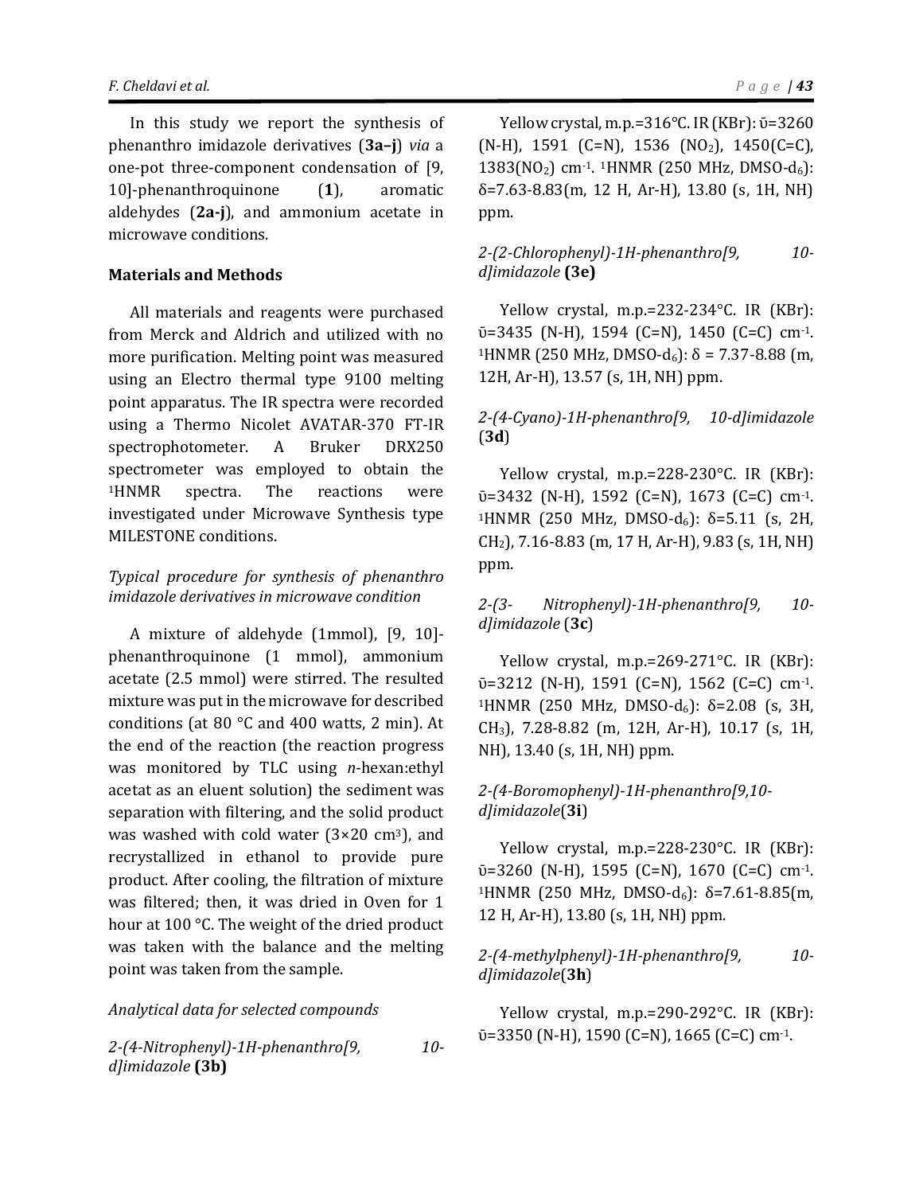In this study we report the synthesis of phenanthro imidazole derivatives (**3a–j**) *via* a one-pot three-component condensation of [9, 10]-phenanthroquinone (**1**), aromatic aldehydes (**2a-j**), and ammonium acetate in microwave conditions.

## Materials and Methods

All materials and reagents were purchased from Merck and Aldrich and utilized with no more purification. Melting point was measured using an Electro thermal type 9100 melting point apparatus. The IR spectra were recorded using a Thermo Nicolet AVATAR-370 FT-IR spectrophotometer. A Bruker DRX250 spectrometer was employed to obtain the $^{1}$HNMR spectra. The reactions were investigated under Microwave Synthesis type MILESTONE conditions.

### *Typical procedure for synthesis of phenanthro imidazole derivatives in microwave condition*

A mixture of aldehyde (1mmol), [9, 10]-phenanthroquinone (1 mmol), ammonium acetate (2.5 mmol) were stirred. The resulted mixture was put in the microwave for described conditions (at 80 °C and 400 watts, 2 min). At the end of the reaction (the reaction progress was monitored by TLC using *n*-hexan:ethyl acetat as an eluent solution) the sediment was separation with filtering, and the solid product was washed with cold water (3×20 cm$^{3}$), and recrystallized in ethanol to provide pure product. After cooling, the filtration of mixture was filtered; then, it was dried in Oven for 1 hour at 100 °C. The weight of the dried product was taken with the balance and the melting point was taken from the sample.

### *Analytical data for selected compounds*

*2-(4-Nitrophenyl)-1H-phenanthro[9, 10-d]imidazole* **(3b)**

Yellow crystal, m.p.=316°C. IR (KBr): ῡ=3260 (N-H), 1591 (C=N), 1536 ($NO_2$), 1450(C=C), 1383($NO_2$) cm$^{-1}$. $^{1}$HNMR (250 MHz, DMSO-d$_6$): δ=7.63-8.83(m, 12 H, Ar-H), 13.80 (s, 1H, NH) ppm.

*2-(2-Chlorophenyl)-1H-phenanthro[9, 10-d]imidazole* **(3e)**

Yellow crystal, m.p.=232-234°C. IR (KBr): ῡ=3435 (N-H), 1594 (C=N), 1450 (C=C) cm$^{-1}$. $^{1}$HNMR (250 MHz, DMSO-d$_6$): δ = 7.37-8.88 (m, 12H, Ar-H), 13.57 (s, 1H, NH) ppm.

*2-(4-Cyano)-1H-phenanthro[9, 10-d]imidazole* (**3d**)

Yellow crystal, m.p.=228-230°C. IR (KBr): ῡ=3432 (N-H), 1592 (C=N), 1673 (C=C) cm$^{-1}$. $^{1}$HNMR (250 MHz, DMSO-d$_6$): δ=5.11 (s, 2H, $CH_2$), 7.16-8.83 (m, 17 H, Ar-H), 9.83 (s, 1H, NH) ppm.

*2-(3- Nitrophenyl)-1H-phenanthro[9, 10-d]imidazole* (**3c**)

Yellow crystal, m.p.=269-271°C. IR (KBr): ῡ=3212 (N-H), 1591 (C=N), 1562 (C=C) cm$^{-1}$. $^{1}$HNMR (250 MHz, DMSO-d$_6$): δ=2.08 (s, 3H, $CH_3$), 7.28-8.82 (m, 12H, Ar-H), 10.17 (s, 1H, NH), 13.40 (s, 1H, NH) ppm.

*2-(4-Boromophenyl)-1H-phenanthro[9,10-d]imidazole*(**3i**)

Yellow crystal, m.p.=228-230°C. IR (KBr): ῡ=3260 (N-H), 1595 (C=N), 1670 (C=C) cm$^{-1}$. $^{1}$HNMR (250 MHz, DMSO-d$_6$): δ=7.61-8.85(m, 12 H, Ar-H), 13.80 (s, 1H, NH) ppm.

*2-(4-methylphenyl)-1H-phenanthro[9, 10-d]imidazole*(**3h**)

Yellow crystal, m.p.=290-292°C. IR (KBr): ῡ=3350 (N-H), 1590 (C=N), 1665 (C=C) cm$^{-1}$.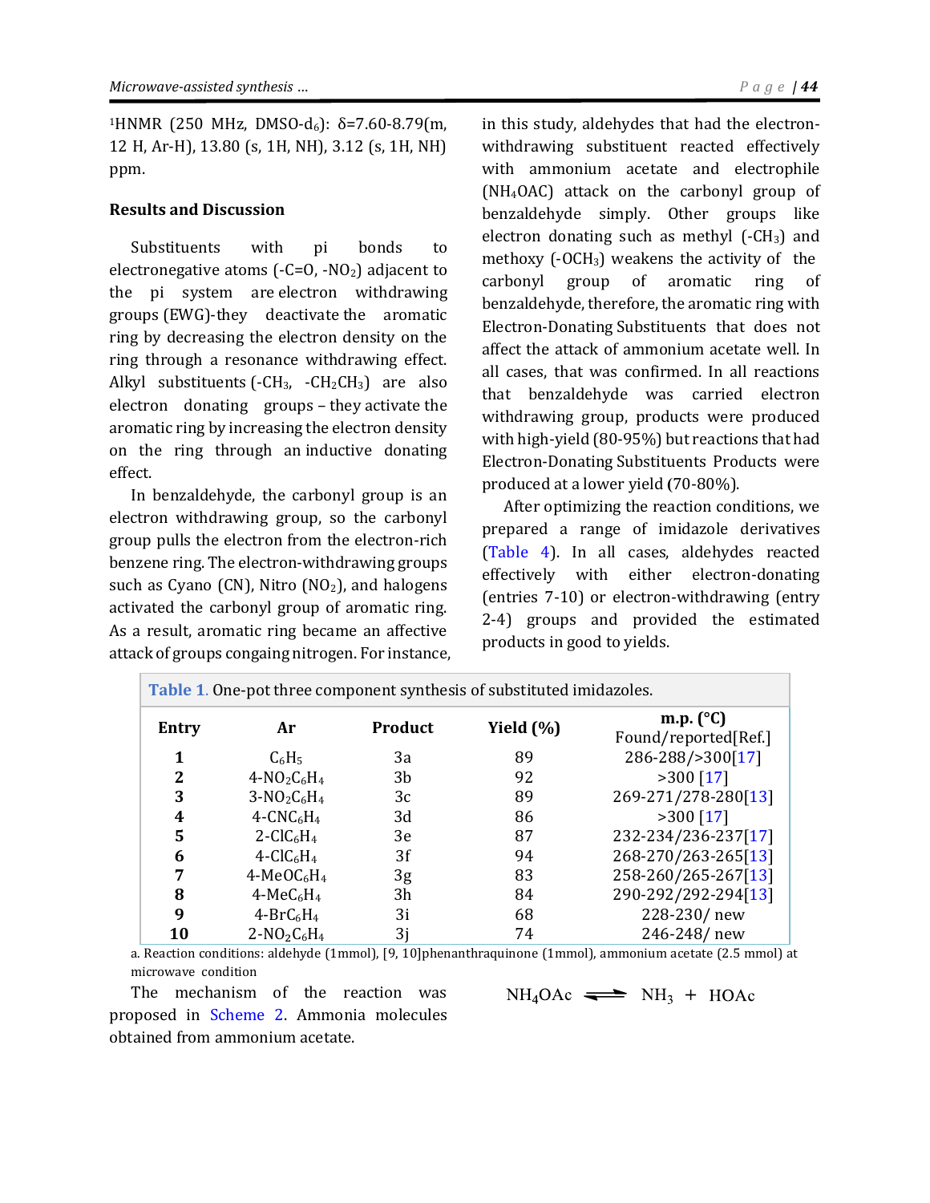$^1$HNMR (250 MHz, DMSO-$d_6$): δ=7.60-8.79(m, 12 H, Ar-H), 13.80 (s, 1H, NH), 3.12 (s, 1H, NH) ppm.

## Results and Discussion

Substituents with pi bonds to electronegative atoms (-C=O, -$NO_2$) adjacent to the pi system are electron withdrawing groups (EWG)-they deactivate the aromatic ring by decreasing the electron density on the ring through a resonance withdrawing effect. Alkyl substituents (-$CH_3$, -$CH_2CH_3$) are also electron donating groups – they activate the aromatic ring by increasing the electron density on the ring through an inductive donating effect.

In benzaldehyde, the carbonyl group is an electron withdrawing group, so the carbonyl group pulls the electron from the electron-rich benzene ring. The electron-withdrawing groups such as Cyano (CN), Nitro ($NO_2$), and halogens activated the carbonyl group of aromatic ring. As a result, aromatic ring became an affective attack of groups congaing nitrogen. For instance, in this study, aldehydes that had the electron-withdrawing substituent reacted effectively with ammonium acetate and electrophile ($NH_4OAC$) attack on the carbonyl group of benzaldehyde simply. Other groups like electron donating such as methyl (-$CH_3$) and methoxy (-$OCH_3$) weakens the activity of the carbonyl group of aromatic ring of benzaldehyde, therefore, the aromatic ring with Electron-Donating Substituents that does not affect the attack of ammonium acetate well. In all cases, that was confirmed. In all reactions that benzaldehyde was carried electron withdrawing group, products were produced with high-yield (80-95%) but reactions that had Electron-Donating Substituents Products were produced at a lower yield (70-80%).

After optimizing the reaction conditions, we prepared a range of imidazole derivatives (Table 4). In all cases, aldehydes reacted effectively with either electron-donating (entries 7-10) or electron-withdrawing (entry 2-4) groups and provided the estimated products in good to yields.

**Table 1.** One-pot three component synthesis of substituted imidazoles.

| Entry | Ar | Product | Yield (%) | m.p. (°C) Found/reported[Ref.] |
|---|---|---|---|---|
| **1** | $C_6H_5$ | 3a | 89 | 286-288/>300[17] |
| **2** | 4-$NO_2C_6H_4$ | 3b | 92 | >300 [17] |
| **3** | 3-$NO_2C_6H_4$ | 3c | 89 | 269-271/278-280[13] |
| **4** | 4-$CNC_6H_4$ | 3d | 86 | >300 [17] |
| **5** | 2-$ClC_6H_4$ | 3e | 87 | 232-234/236-237[17] |
| **6** | 4-$ClC_6H_4$ | 3f | 94 | 268-270/263-265[13] |
| **7** | 4-$MeOC_6H_4$ | 3g | 83 | 258-260/265-267[13] |
| **8** | 4-$MeC_6H_4$ | 3h | 84 | 290-292/292-294[13] |
| **9** | 4-$BrC_6H_4$ | 3i | 68 | 228-230/ new |
| **10** | 2-$NO_2C_6H_4$ | 3j | 74 | 246-248/ new |

a. Reaction conditions: aldehyde (1mmol), [9, 10]phenanthraquinone (1mmol), ammonium acetate (2.5 mmol) at microwave condition

The mechanism of the reaction was proposed in Scheme 2. Ammonia molecules obtained from ammonium acetate.

$$NH_4OAc \rightleftharpoons NH_3 + HOAc$$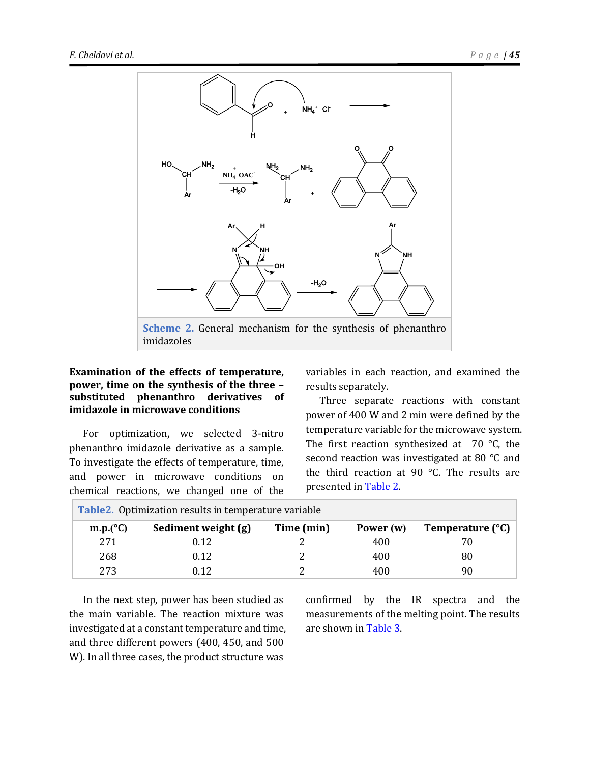Scheme 2. General mechanism for the synthesis of phenanthro imidazoles

### Examination of the effects of temperature, power, time on the synthesis of the three – substituted phenanthro derivatives of imidazole in microwave conditions

For optimization, we selected 3-nitro phenanthro imidazole derivative as a sample. To investigate the effects of temperature, time, and power in microwave conditions on chemical reactions, we changed one of the variables in each reaction, and examined the results separately.

Three separate reactions with constant power of 400 W and 2 min were defined by the temperature variable for the microwave system. The first reaction synthesized at 70 °C, the second reaction was investigated at 80 °C and the third reaction at 90 °C. The results are presented in Table 2.

**Table2.** Optimization results in temperature variable

| m.p.(°C) | Sediment weight (g) | Time (min) | Power (w) | Temperature (°C) |
|---|---|---|---|---|
| 271 | 0.12 | 2 | 400 | 70 |
| 268 | 0.12 | 2 | 400 | 80 |
| 273 | 0.12 | 2 | 400 | 90 |

In the next step, power has been studied as the main variable. The reaction mixture was investigated at a constant temperature and time, and three different powers (400, 450, and 500 W). In all three cases, the product structure was confirmed by the IR spectra and the measurements of the melting point. The results are shown in Table 3.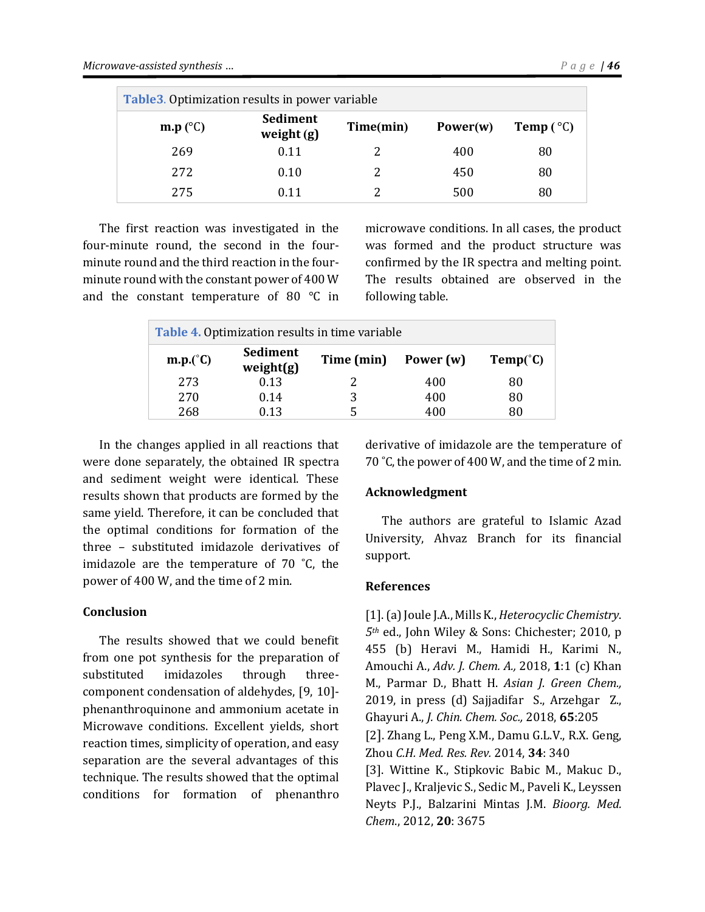**Table3.** Optimization results in power variable

| m.p (°C) | Sediment weight (g) | Time(min) | Power(w) | Temp (°C) |
|---|---|---|---|---|
| 269 | 0.11 | 2 | 400 | 80 |
| 272 | 0.10 | 2 | 450 | 80 |
| 275 | 0.11 | 2 | 500 | 80 |

The first reaction was investigated in the four-minute round, the second in the four-minute round and the third reaction in the four-minute round with the constant power of 400 W and the constant temperature of 80 °C in microwave conditions. In all cases, the product was formed and the product structure was confirmed by the IR spectra and melting point. The results obtained are observed in the following table.

**Table 4.** Optimization results in time variable

| m.p.(˚C) | Sediment weight(g) | Time (min) | Power (w) | Temp(˚C) |
|---|---|---|---|---|
| 273 | 0.13 | 2 | 400 | 80 |
| 270 | 0.14 | 3 | 400 | 80 |
| 268 | 0.13 | 5 | 400 | 80 |

In the changes applied in all reactions that were done separately, the obtained IR spectra and sediment weight were identical. These results shown that products are formed by the same yield. Therefore, it can be concluded that the optimal conditions for formation of the three – substituted imidazole derivatives of imidazole are the temperature of 70 ˚C, the power of 400 W, and the time of 2 min.

## Conclusion

The results showed that we could benefit from one pot synthesis for the preparation of substituted imidazoles through three-component condensation of aldehydes, [9, 10]-phenanthroquinone and ammonium acetate in Microwave conditions. Excellent yields, short reaction times, simplicity of operation, and easy separation are the several advantages of this technique. The results showed that the optimal conditions for formation of phenanthro derivative of imidazole are the temperature of 70 ˚C, the power of 400 W, and the time of 2 min.

## Acknowledgment

The authors are grateful to Islamic Azad University, Ahvaz Branch for its financial support.

## References

[1]. (a) Joule J.A., Mills K., *Heterocyclic Chemistry*. *5th* ed., John Wiley & Sons: Chichester; 2010, p 455 (b) Heravi M., Hamidi H., Karimi N., Amouchi A., *Adv. J. Chem. A.,* 2018, **1**:1 (c) Khan M., Parmar D., Bhatt H. *Asian J. Green Chem.,* 2019, in press (d) Sajjadifar S., Arzehgar Z., Ghayuri A., *J. Chin. Chem. Soc.,* 2018, **65**:205

[2]. Zhang L., Peng X.M., Damu G.L.V., R.X. Geng, Zhou *C.H. Med. Res. Rev.* 2014, **34**: 340

[3]. Wittine K., Stipkovic Babic M., Makuc D., Plavec J., Kraljevic S., Sedic M., Paveli K., Leyssen Neyts P.J., Balzarini Mintas J.M. *Bioorg. Med. Chem.*, 2012, **20**: 3675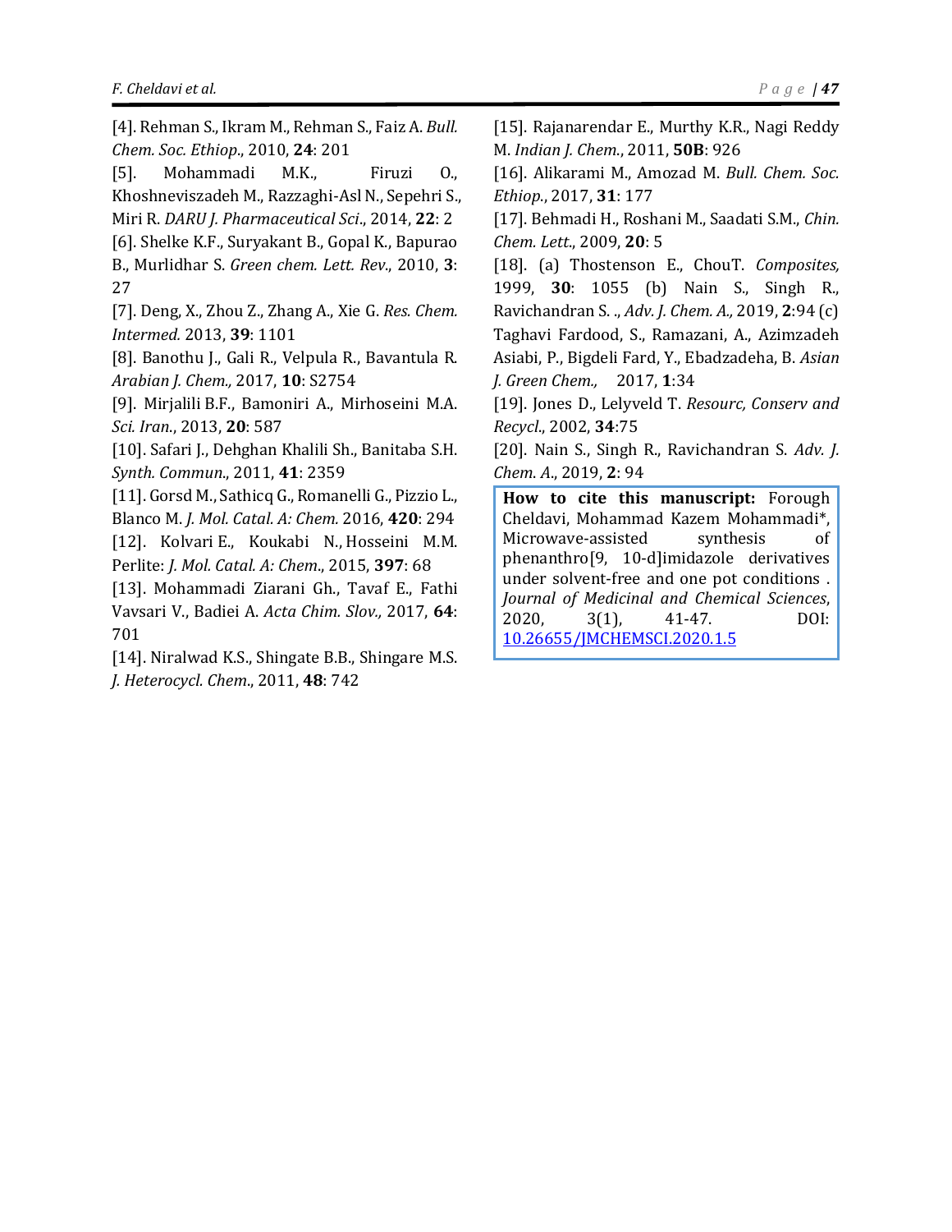[4]. Rehman S., Ikram M., Rehman S., Faiz A. *Bull. Chem. Soc. Ethiop*., 2010, **24**: 201

[5]. Mohammadi M.K., Firuzi O., Khoshneviszadeh M., Razzaghi-Asl N., Sepehri S., Miri R. *DARU J. Pharmaceutical Sci*., 2014, **22**: 2

[6]. Shelke K.F., Suryakant B., Gopal K., Bapurao B., Murlidhar S. *Green chem. Lett. Rev*., 2010, **3**: 27

[7]. Deng, X., Zhou Z., Zhang A., Xie G. *Res. Chem. Intermed.* 2013, **39**: 1101

[8]. Banothu J., Gali R., Velpula R., Bavantula R. *Arabian J. Chem.,* 2017, **10**: S2754

[9]. Mirjalili B.F., Bamoniri A., Mirhoseini M.A. *Sci. Iran*., 2013, **20**: 587

[10]. Safari J., Dehghan Khalili Sh., Banitaba S.H. *Synth. Commun*., 2011, **41**: 2359

[11]. Gorsd M., Sathicq G., Romanelli G., Pizzio L., Blanco M. *J. Mol. Catal. A: Chem.* 2016, **420**: 294

[12]. Kolvari E., Koukabi N., Hosseini M.M. Perlite: *J. Mol. Catal. A: Chem*., 2015, **397**: 68

[13]. Mohammadi Ziarani Gh., Tavaf E., Fathi Vavsari V., Badiei A. *Acta Chim. Slov.,* 2017, **64**: 701

[14]. Niralwad K.S., Shingate B.B., Shingare M.S. *J. Heterocycl. Chem*., 2011, **48**: 742

[15]. Rajanarendar E., Murthy K.R., Nagi Reddy M. *Indian J. Chem*., 2011, **50B**: 926

[16]. Alikarami M., Amozad M. *Bull. Chem. Soc. Ethiop*., 2017, **31**: 177

[17]. Behmadi H., Roshani M., Saadati S.M., *Chin. Chem. Lett*., 2009, **20**: 5

[18]. (a) Thostenson E., ChouT. *Composites,* 1999, **30**: 1055 (b) Nain S., Singh R., Ravichandran S. ., *Adv. J. Chem. A.,* 2019, **2**:94 (c) Taghavi Fardood, S., Ramazani, A., Azimzadeh Asiabi, P., Bigdeli Fard, Y., Ebadzadeha, B. *Asian J. Green Chem.,* 2017, **1**:34

[19]. Jones D., Lelyveld T. *Resourc, Conserv and Recycl*., 2002, **34**:75

[20]. Nain S., Singh R., Ravichandran S. *Adv. J. Chem. A*., 2019, **2**: 94

**How to cite this manuscript:** Forough Cheldavi, Mohammad Kazem Mohammadi*, Microwave-assisted synthesis of phenanthro[9, 10-d]imidazole derivatives under solvent-free and one pot conditions . *Journal of Medicinal and Chemical Sciences*, 2020, 3(1), 41-47. DOI: 10.26655/JMCHEMSCI.2020.1.5